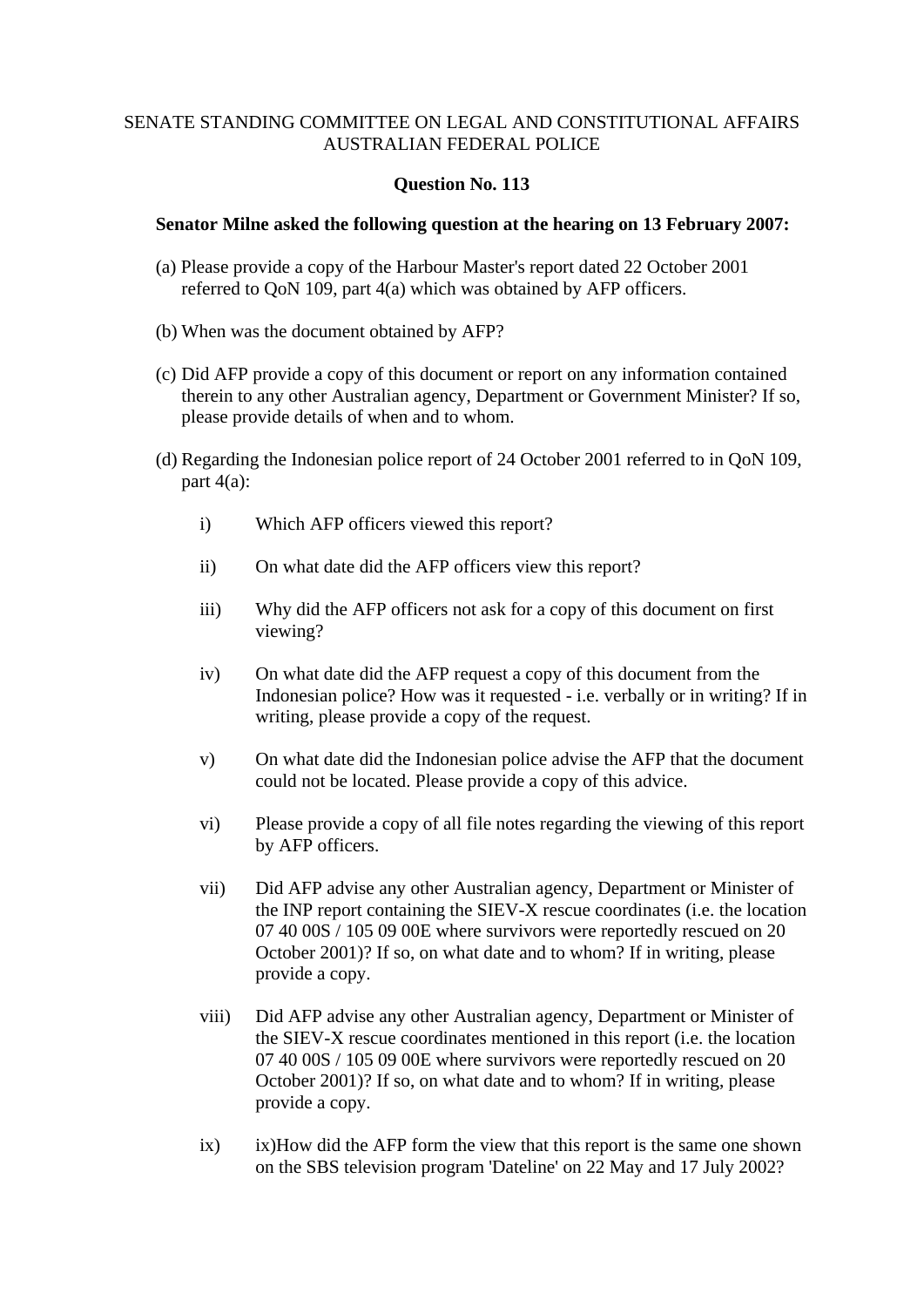SENATE STANDING COMMITTEE ON LEGAL AND CONSTITUTIONAL AFFAIRS
AUSTRALIAN FEDERAL POLICE

**Question No. 113**

**Senator Milne asked the following question at the hearing on 13 February 2007:**

(a) Please provide a copy of the Harbour Master's report dated 22 October 2001 referred to QoN 109, part 4(a) which was obtained by AFP officers.

(b) When was the document obtained by AFP?

(c) Did AFP provide a copy of this document or report on any information contained therein to any other Australian agency, Department or Government Minister? If so, please provide details of when and to whom.

(d) Regarding the Indonesian police report of 24 October 2001 referred to in QoN 109, part 4(a):

i) Which AFP officers viewed this report?

ii) On what date did the AFP officers view this report?

iii) Why did the AFP officers not ask for a copy of this document on first viewing?

iv) On what date did the AFP request a copy of this document from the Indonesian police? How was it requested - i.e. verbally or in writing? If in writing, please provide a copy of the request.

v) On what date did the Indonesian police advise the AFP that the document could not be located. Please provide a copy of this advice.

vi) Please provide a copy of all file notes regarding the viewing of this report by AFP officers.

vii) Did AFP advise any other Australian agency, Department or Minister of the INP report containing the SIEV-X rescue coordinates (i.e. the location 07 40 00S / 105 09 00E where survivors were reportedly rescued on 20 October 2001)? If so, on what date and to whom? If in writing, please provide a copy.

viii) Did AFP advise any other Australian agency, Department or Minister of the SIEV-X rescue coordinates mentioned in this report (i.e. the location 07 40 00S / 105 09 00E where survivors were reportedly rescued on 20 October 2001)? If so, on what date and to whom? If in writing, please provide a copy.

ix) ix)How did the AFP form the view that this report is the same one shown on the SBS television program 'Dateline' on 22 May and 17 July 2002?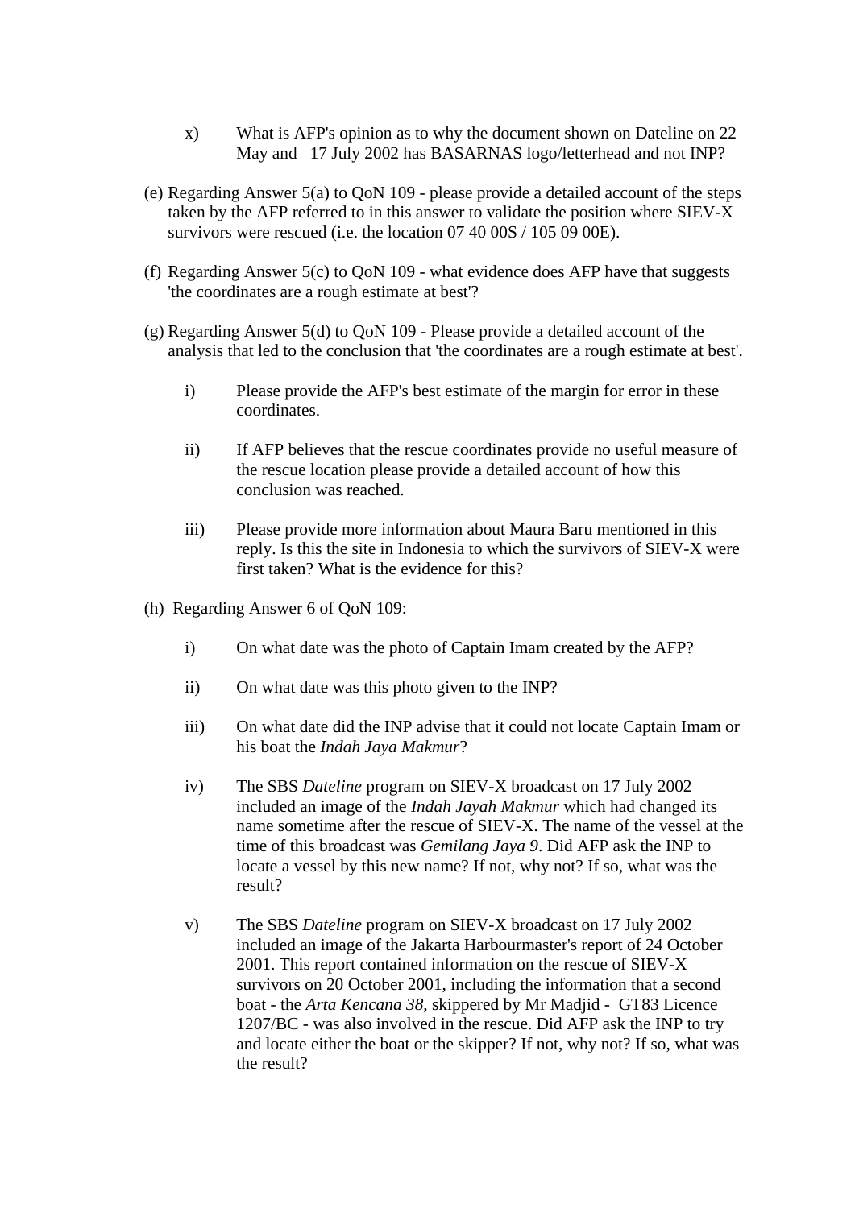x) What is AFP's opinion as to why the document shown on Dateline on 22 May and 17 July 2002 has BASARNAS logo/letterhead and not INP?

(e) Regarding Answer 5(a) to QoN 109 - please provide a detailed account of the steps taken by the AFP referred to in this answer to validate the position where SIEV-X survivors were rescued (i.e. the location 07 40 00S / 105 09 00E).

(f) Regarding Answer 5(c) to QoN 109 - what evidence does AFP have that suggests 'the coordinates are a rough estimate at best'?

(g) Regarding Answer 5(d) to QoN 109 - Please provide a detailed account of the analysis that led to the conclusion that 'the coordinates are a rough estimate at best'.

i) Please provide the AFP's best estimate of the margin for error in these coordinates.

ii) If AFP believes that the rescue coordinates provide no useful measure of the rescue location please provide a detailed account of how this conclusion was reached.

iii) Please provide more information about Maura Baru mentioned in this reply. Is this the site in Indonesia to which the survivors of SIEV-X were first taken? What is the evidence for this?

(h) Regarding Answer 6 of QoN 109:

i) On what date was the photo of Captain Imam created by the AFP?

ii) On what date was this photo given to the INP?

iii) On what date did the INP advise that it could not locate Captain Imam or his boat the *Indah Jaya Makmur*?

iv) The SBS *Dateline* program on SIEV-X broadcast on 17 July 2002 included an image of the *Indah Jayah Makmur* which had changed its name sometime after the rescue of SIEV-X. The name of the vessel at the time of this broadcast was *Gemilang Jaya 9*. Did AFP ask the INP to locate a vessel by this new name? If not, why not? If so, what was the result?

v) The SBS *Dateline* program on SIEV-X broadcast on 17 July 2002 included an image of the Jakarta Harbourmaster's report of 24 October 2001. This report contained information on the rescue of SIEV-X survivors on 20 October 2001, including the information that a second boat - the *Arta Kencana 38*, skippered by Mr Madjid - GT83 Licence 1207/BC - was also involved in the rescue. Did AFP ask the INP to try and locate either the boat or the skipper? If not, why not? If so, what was the result?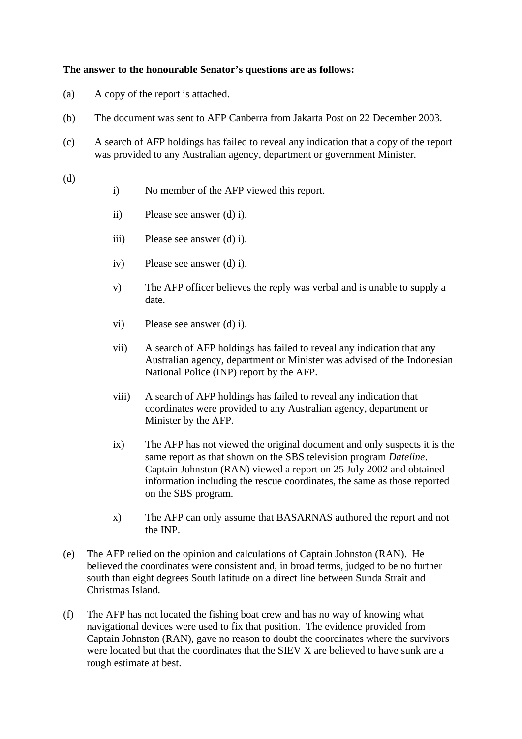**The answer to the honourable Senator's questions are as follows:**

(a) A copy of the report is attached.

(b) The document was sent to AFP Canberra from Jakarta Post on 22 December 2003.

(c) A search of AFP holdings has failed to reveal any indication that a copy of the report was provided to any Australian agency, department or government Minister.

(d)

- i) No member of the AFP viewed this report.
- ii) Please see answer (d) i).
- iii) Please see answer (d) i).
- iv) Please see answer (d) i).
- v) The AFP officer believes the reply was verbal and is unable to supply a date.
- vi) Please see answer (d) i).
- vii) A search of AFP holdings has failed to reveal any indication that any Australian agency, department or Minister was advised of the Indonesian National Police (INP) report by the AFP.
- viii) A search of AFP holdings has failed to reveal any indication that coordinates were provided to any Australian agency, department or Minister by the AFP.
- ix) The AFP has not viewed the original document and only suspects it is the same report as that shown on the SBS television program *Dateline*. Captain Johnston (RAN) viewed a report on 25 July 2002 and obtained information including the rescue coordinates, the same as those reported on the SBS program.
- x) The AFP can only assume that BASARNAS authored the report and not the INP.

(e) The AFP relied on the opinion and calculations of Captain Johnston (RAN). He believed the coordinates were consistent and, in broad terms, judged to be no further south than eight degrees South latitude on a direct line between Sunda Strait and Christmas Island.

(f) The AFP has not located the fishing boat crew and has no way of knowing what navigational devices were used to fix that position. The evidence provided from Captain Johnston (RAN), gave no reason to doubt the coordinates where the survivors were located but that the coordinates that the SIEV X are believed to have sunk are a rough estimate at best.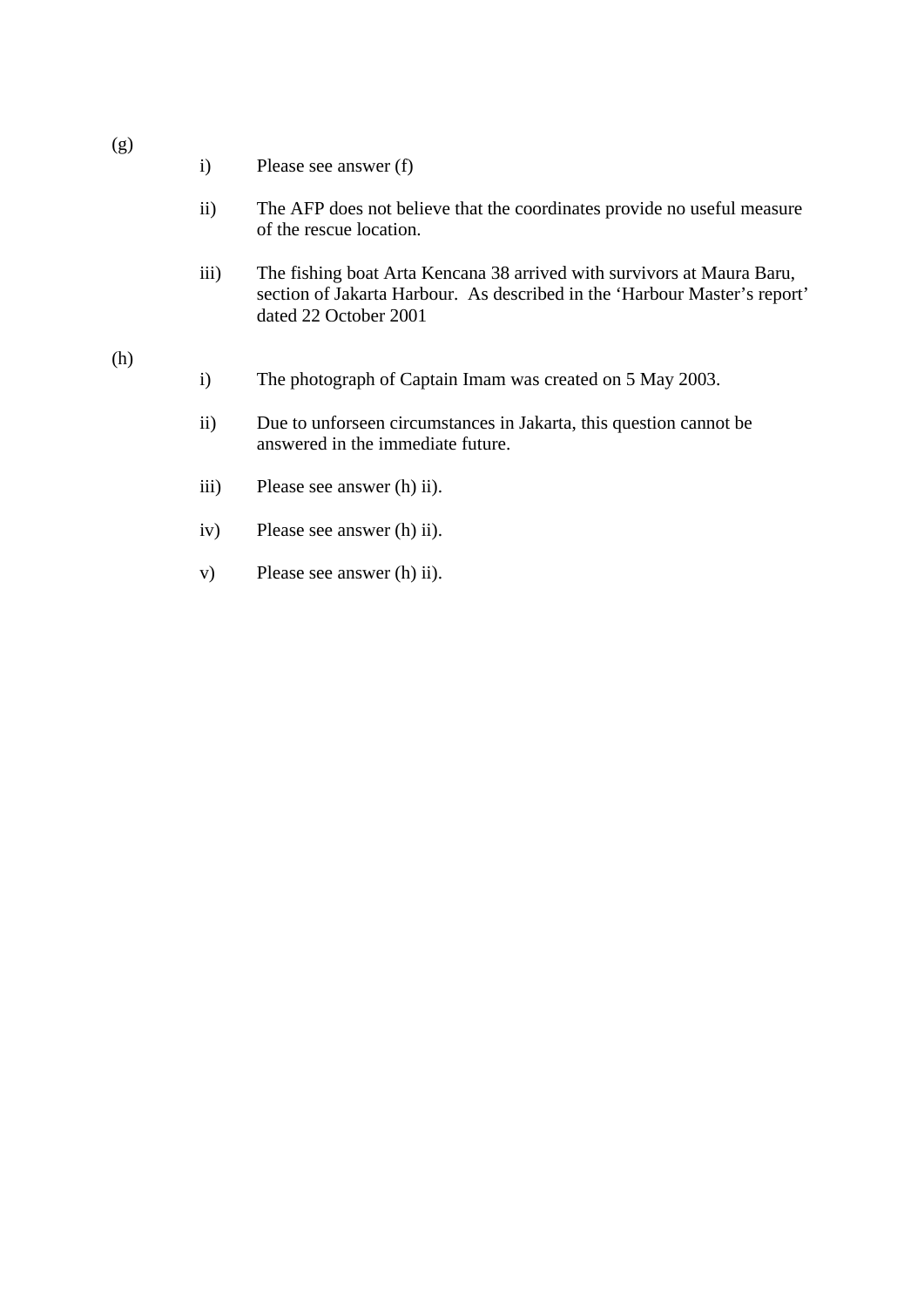(g)

i) Please see answer (f)

ii) The AFP does not believe that the coordinates provide no useful measure of the rescue location.

iii) The fishing boat Arta Kencana 38 arrived with survivors at Maura Baru, section of Jakarta Harbour. As described in the 'Harbour Master's report' dated 22 October 2001

(h)

i) The photograph of Captain Imam was created on 5 May 2003.

ii) Due to unforseen circumstances in Jakarta, this question cannot be answered in the immediate future.

iii) Please see answer (h) ii).

iv) Please see answer (h) ii).

v) Please see answer (h) ii).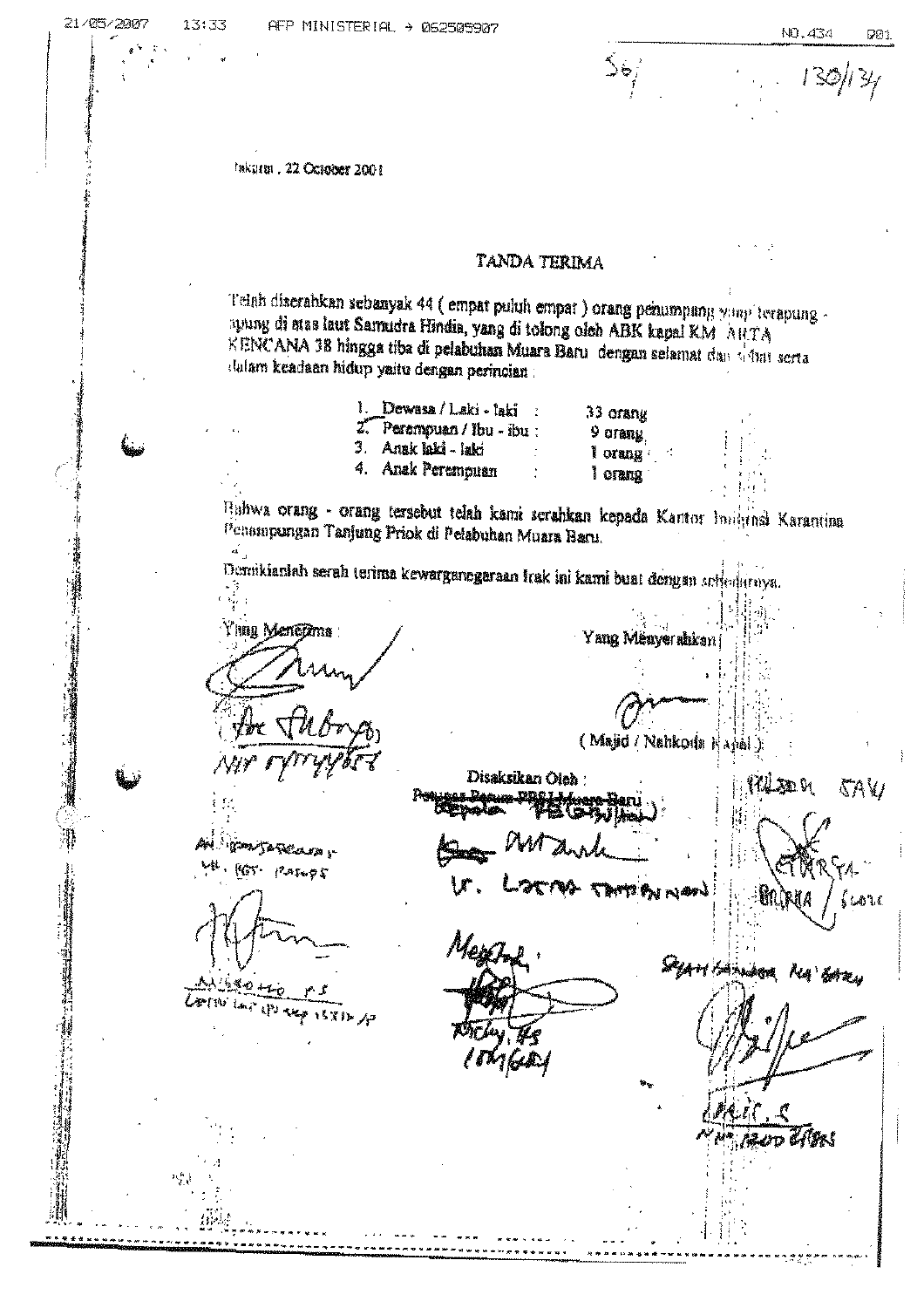Jakarta, 22 October 2001

# TANDA TERIMA

Telah diserahkan sebanyak 44 ( empat puluh empat ) orang penumpang yang terapung - apung di atas laut Samudra Hindia, yang di tolong oleh ABK kapal KM ARTA KENCANA 38 hingga tiba di pelabuhan Muara Baru dengan selamat dan sehat serta dalam keadaan hidup yaitu dengan perincian :

1. Dewasa / Laki - laki : 33 orang
2. Perempuan / Ibu - ibu : 9 orang
3. Anak laki - laki : 1 orang
4. Anak Perempuan : 1 orang

Bahwa orang - orang tersebut telah kami serahkan kepada Kantor Imigrasi Karantina Penampungan Tanjung Priok di Pelabuhan Muara Baru.

Demikianlah serah terima kewarganegaraan Irak ini kami buat dengan sebenarnya.

Yang Menerima : Yang Menyerahkan :

( Majid / Nahkoda Kapal )

Disaksikan Oleh :

~~Petugas Pos Pelabuhan Muara Baru~~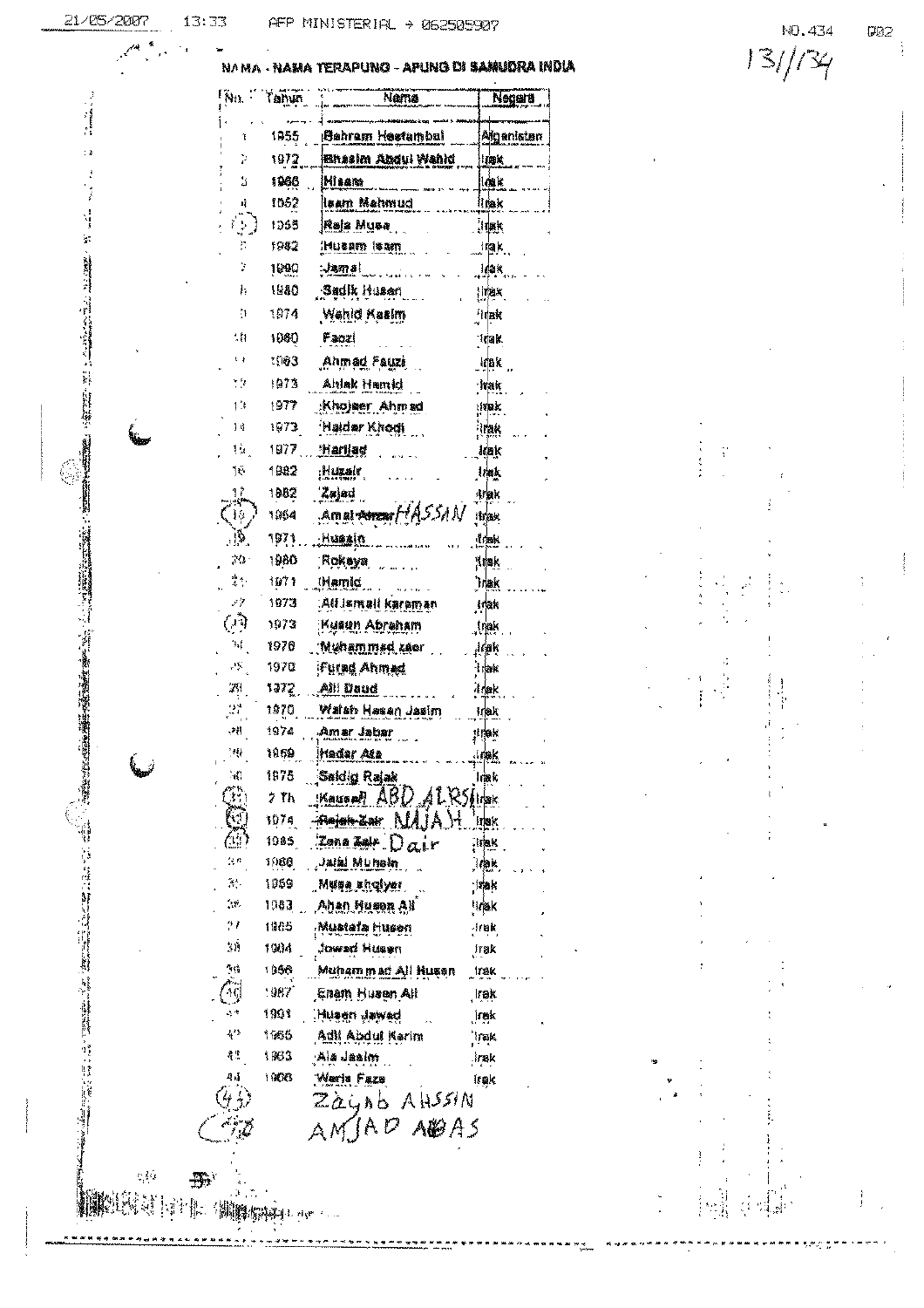13/134

**NAMA - NAMA TERAPUNG - APUNG DI SAMUDRA INDIA**

| No. | Tahun | Nama | Negara |
|---|---|---|---|
| 1 | 1955 | Bahram Hesfambul | Afganistan |
| 2 | 1972 | Bhasim Abdul Wahid | Irak |
| 3 | 1966 | Hisam | Irak |
| 4 | 1952 | Isam Mahmud | Irak |
| 5 | 1955 | Raja Musa | Irak |
| 6 | 1982 | Husam Isam | Irak |
| 7 | 1990 | Jamal | Irak |
| 8 | 1980 | Sadik Husan | Irak |
| 9 | 1974 | Wahid Kasim | Irak |
| 10 | 1960 | Faozi | Irak |
| 11 | 1963 | Ahmad Fauzi | Irak |
| 12 | 1973 | Ahlak Hamid | Irak |
| 13 | 1977 | Khojaer Ahmad | Irak |
| 14 | 1973 | Haidar Khodi | Irak |
| 15 | 1977 | Harijad | Irak |
| 16 | 1982 | Huzair | Irak |
| 17 | 1982 | Zajad | Irak |
| 18 | 1964 | Amal ~~Anzar~~ HASSAN | Irak |
| 19 | 1971 | Hussin | Irak |
| 20 | 1980 | Rokaya | Irak |
| 21 | 1971 | Hamid | Irak |
| 22 | 1973 | Ali Jamali karaman | Irak |
| 23 | 1973 | Kusun Abraham | Irak |
| 24 | 1976 | Muhammad zaer | Irak |
| 25 | 1970 | Furad Ahmad | Irak |
| 26 | 1972 | Ali Daud | Irak |
| 27 | 1970 | Walah Hasan Jasim | Irak |
| 28 | 1974 | Amar Jabar | Irak |
| 29 | 1969 | Hadar Ata | Irak |
| 30 | 1975 | Saidig Rajak | Irak |
| 31 | ? Th | Kausar ABD ALRSI | Irak |
| 32 | 1974 | ~~Rajak Zair~~ NAJAH | Irak |
| 33 | 1985 | Zana Zair Dair | Irak |
| 34 | 1960 | Jalal Muhsin | Irak |
| 35 | 1959 | Musa shalyer | Irak |
| 36 | 1983 | Ahan Husen Ali | Irak |
| 37 | 1965 | Mustafa Husen | Irak |
| 38 | 1994 | Jowad Husen | Irak |
| 39 | 1956 | Muhammad Ali Husen | Irak |
| 40 | 1987 | Enam Husen Ali | Irak |
| 41 | 1991 | Husen Jawad | Irak |
| 42 | 1965 | Adil Abdul Karim | Irak |
| 43 | 1993 | Ala Jasim | Irak |
| 44 | 1996 | Waris Faza | Irak |
| 45 | | Zaynab AHSSIN | |
| 46 | | AMJAD ABAS | |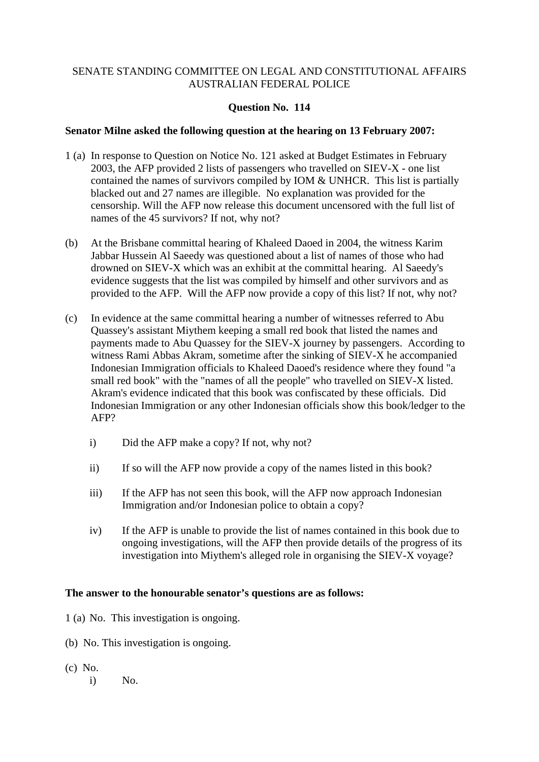SENATE STANDING COMMITTEE ON LEGAL AND CONSTITUTIONAL AFFAIRS
AUSTRALIAN FEDERAL POLICE

**Question No. 114**

**Senator Milne asked the following question at the hearing on 13 February 2007:**

1 (a) In response to Question on Notice No. 121 asked at Budget Estimates in February 2003, the AFP provided 2 lists of passengers who travelled on SIEV-X - one list contained the names of survivors compiled by IOM & UNHCR. This list is partially blacked out and 27 names are illegible. No explanation was provided for the censorship. Will the AFP now release this document uncensored with the full list of names of the 45 survivors? If not, why not?

(b) At the Brisbane committal hearing of Khaleed Daoed in 2004, the witness Karim Jabbar Hussein Al Saeedy was questioned about a list of names of those who had drowned on SIEV-X which was an exhibit at the committal hearing. Al Saeedy's evidence suggests that the list was compiled by himself and other survivors and as provided to the AFP. Will the AFP now provide a copy of this list? If not, why not?

(c) In evidence at the same committal hearing a number of witnesses referred to Abu Quassey's assistant Miythem keeping a small red book that listed the names and payments made to Abu Quassey for the SIEV-X journey by passengers. According to witness Rami Abbas Akram, sometime after the sinking of SIEV-X he accompanied Indonesian Immigration officials to Khaleed Daoed's residence where they found "a small red book" with the "names of all the people" who travelled on SIEV-X listed. Akram's evidence indicated that this book was confiscated by these officials. Did Indonesian Immigration or any other Indonesian officials show this book/ledger to the AFP?

i) Did the AFP make a copy? If not, why not?

ii) If so will the AFP now provide a copy of the names listed in this book?

iii) If the AFP has not seen this book, will the AFP now approach Indonesian Immigration and/or Indonesian police to obtain a copy?

iv) If the AFP is unable to provide the list of names contained in this book due to ongoing investigations, will the AFP then provide details of the progress of its investigation into Miythem's alleged role in organising the SIEV-X voyage?

**The answer to the honourable senator's questions are as follows:**

1 (a) No. This investigation is ongoing.

(b) No. This investigation is ongoing.

(c) No.

i) No.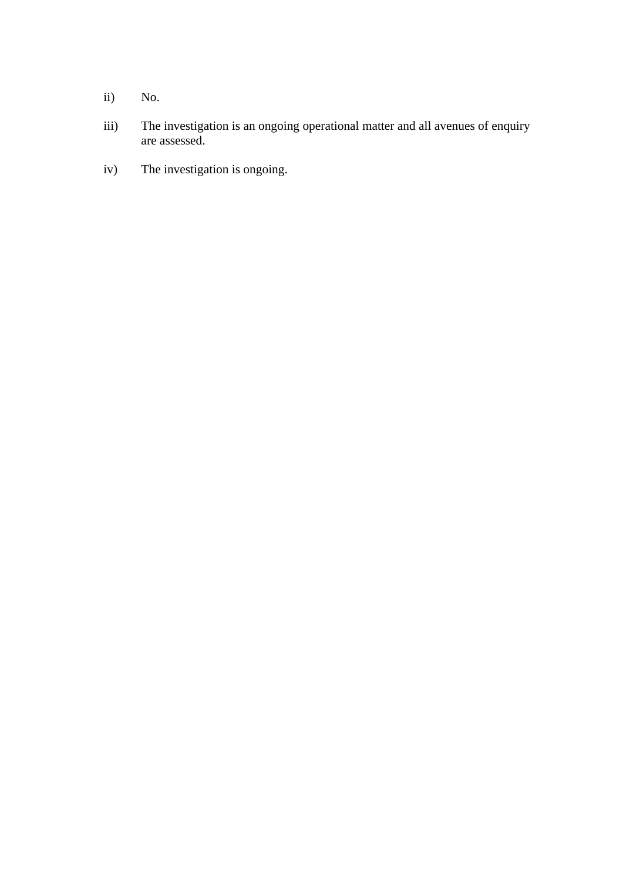ii) No.

iii) The investigation is an ongoing operational matter and all avenues of enquiry are assessed.

iv) The investigation is ongoing.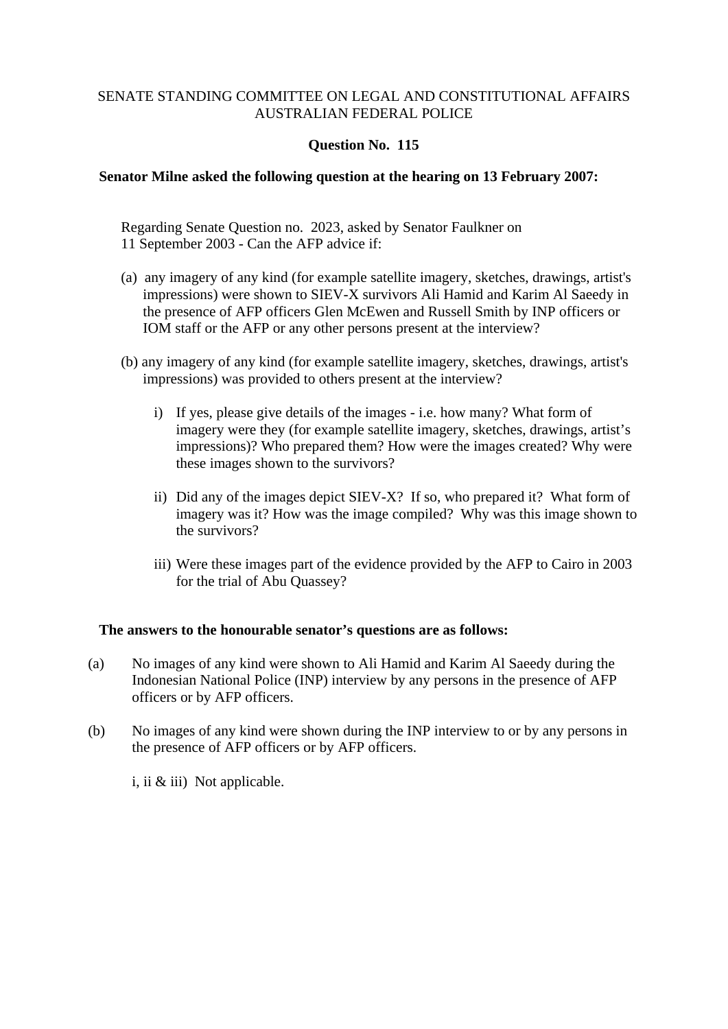SENATE STANDING COMMITTEE ON LEGAL AND CONSTITUTIONAL AFFAIRS
AUSTRALIAN FEDERAL POLICE

**Question No. 115**

**Senator Milne asked the following question at the hearing on 13 February 2007:**

Regarding Senate Question no. 2023, asked by Senator Faulkner on 11 September 2003 - Can the AFP advice if:

(a) any imagery of any kind (for example satellite imagery, sketches, drawings, artist's impressions) were shown to SIEV-X survivors Ali Hamid and Karim Al Saeedy in the presence of AFP officers Glen McEwen and Russell Smith by INP officers or IOM staff or the AFP or any other persons present at the interview?

(b) any imagery of any kind (for example satellite imagery, sketches, drawings, artist's impressions) was provided to others present at the interview?

i) If yes, please give details of the images - i.e. how many? What form of imagery were they (for example satellite imagery, sketches, drawings, artist's impressions)? Who prepared them? How were the images created? Why were these images shown to the survivors?

ii) Did any of the images depict SIEV-X? If so, who prepared it? What form of imagery was it? How was the image compiled? Why was this image shown to the survivors?

iii) Were these images part of the evidence provided by the AFP to Cairo in 2003 for the trial of Abu Quassey?

**The answers to the honourable senator's questions are as follows:**

(a) No images of any kind were shown to Ali Hamid and Karim Al Saeedy during the Indonesian National Police (INP) interview by any persons in the presence of AFP officers or by AFP officers.

(b) No images of any kind were shown during the INP interview to or by any persons in the presence of AFP officers or by AFP officers.

i, ii & iii) Not applicable.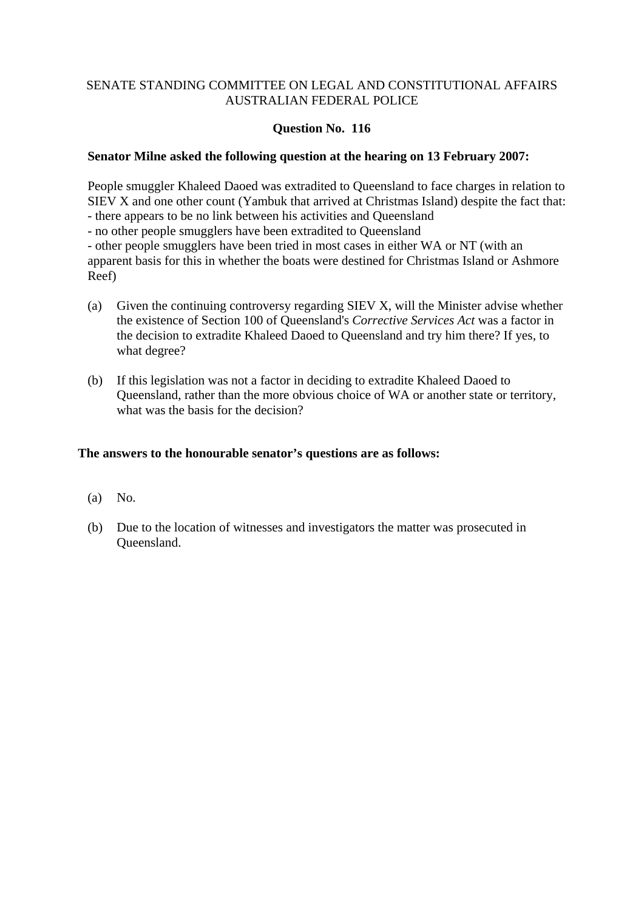SENATE STANDING COMMITTEE ON LEGAL AND CONSTITUTIONAL AFFAIRS
AUSTRALIAN FEDERAL POLICE

**Question No. 116**

**Senator Milne asked the following question at the hearing on 13 February 2007:**

People smuggler Khaleed Daoed was extradited to Queensland to face charges in relation to SIEV X and one other count (Yambuk that arrived at Christmas Island) despite the fact that:
- there appears to be no link between his activities and Queensland
- no other people smugglers have been extradited to Queensland
- other people smugglers have been tried in most cases in either WA or NT (with an apparent basis for this in whether the boats were destined for Christmas Island or Ashmore Reef)

(a) Given the continuing controversy regarding SIEV X, will the Minister advise whether the existence of Section 100 of Queensland's *Corrective Services Act* was a factor in the decision to extradite Khaleed Daoed to Queensland and try him there? If yes, to what degree?

(b) If this legislation was not a factor in deciding to extradite Khaleed Daoed to Queensland, rather than the more obvious choice of WA or another state or territory, what was the basis for the decision?

**The answers to the honourable senator's questions are as follows:**

(a) No.

(b) Due to the location of witnesses and investigators the matter was prosecuted in Queensland.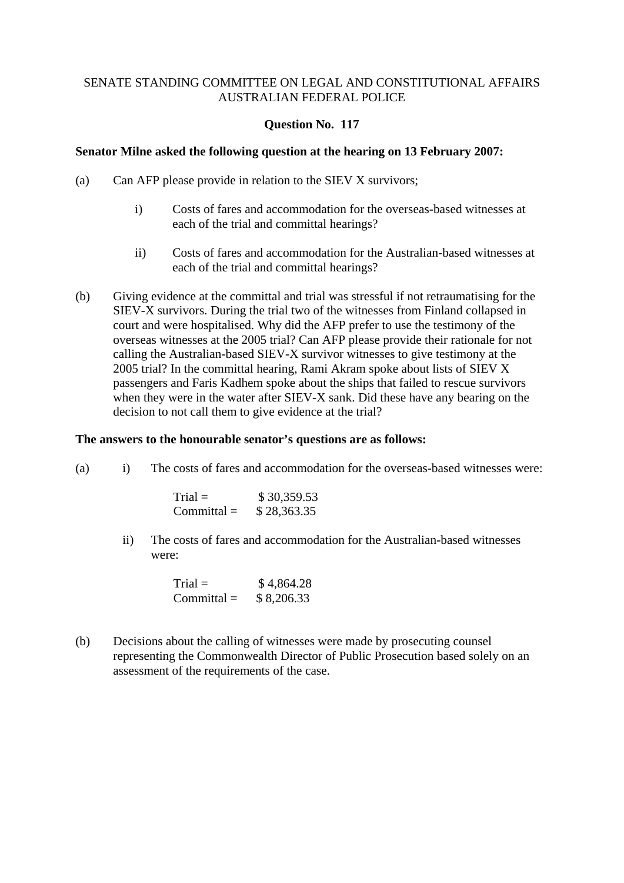SENATE STANDING COMMITTEE ON LEGAL AND CONSTITUTIONAL AFFAIRS
AUSTRALIAN FEDERAL POLICE

**Question No. 117**

**Senator Milne asked the following question at the hearing on 13 February 2007:**

(a) Can AFP please provide in relation to the SIEV X survivors;

   i) Costs of fares and accommodation for the overseas-based witnesses at each of the trial and committal hearings?

   ii) Costs of fares and accommodation for the Australian-based witnesses at each of the trial and committal hearings?

(b) Giving evidence at the committal and trial was stressful if not retraumatising for the SIEV-X survivors. During the trial two of the witnesses from Finland collapsed in court and were hospitalised. Why did the AFP prefer to use the testimony of the overseas witnesses at the 2005 trial? Can AFP please provide their rationale for not calling the Australian-based SIEV-X survivor witnesses to give testimony at the 2005 trial? In the committal hearing, Rami Akram spoke about lists of SIEV X passengers and Faris Kadhem spoke about the ships that failed to rescue survivors when they were in the water after SIEV-X sank. Did these have any bearing on the decision to not call them to give evidence at the trial?

**The answers to the honourable senator's questions are as follows:**

(a) i) The costs of fares and accommodation for the overseas-based witnesses were:

   Trial = $ 30,359.53
   Committal = $ 28,363.35

   ii) The costs of fares and accommodation for the Australian-based witnesses were:

   Trial = $ 4,864.28
   Committal = $ 8,206.33

(b) Decisions about the calling of witnesses were made by prosecuting counsel representing the Commonwealth Director of Public Prosecution based solely on an assessment of the requirements of the case.